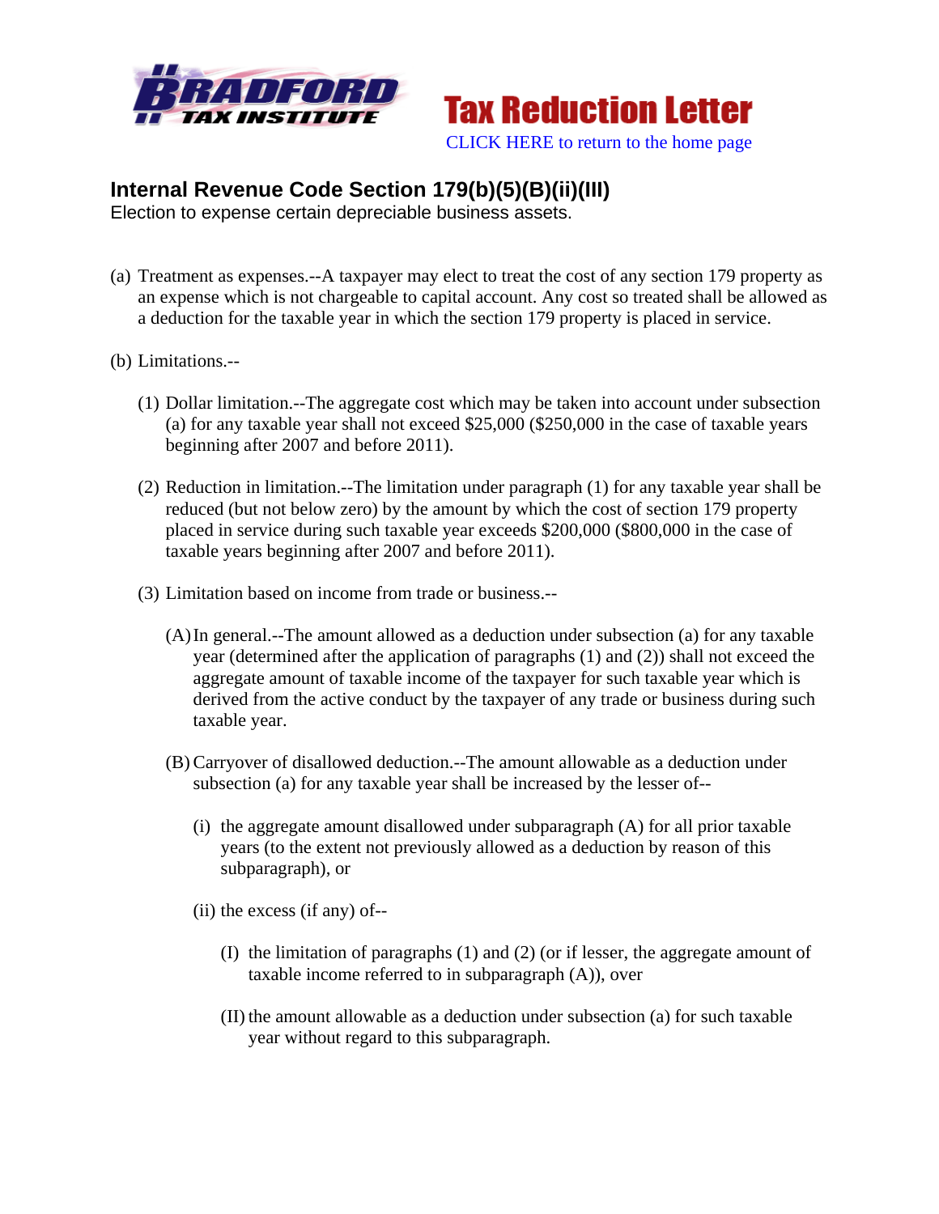Bradford Tax Institute

**Tax Reduction Letter**

CLICK HERE to return to the home page

## Internal Revenue Code Section 179(b)(5)(B)(ii)(III)

Election to expense certain depreciable business assets.

(a) Treatment as expenses.--A taxpayer may elect to treat the cost of any section 179 property as an expense which is not chargeable to capital account. Any cost so treated shall be allowed as a deduction for the taxable year in which the section 179 property is placed in service.

(b) Limitations.--

(1) Dollar limitation.--The aggregate cost which may be taken into account under subsection (a) for any taxable year shall not exceed $25,000 ($250,000 in the case of taxable years beginning after 2007 and before 2011).

(2) Reduction in limitation.--The limitation under paragraph (1) for any taxable year shall be reduced (but not below zero) by the amount by which the cost of section 179 property placed in service during such taxable year exceeds $200,000 ($800,000 in the case of taxable years beginning after 2007 and before 2011).

(3) Limitation based on income from trade or business.--

(A) In general.--The amount allowed as a deduction under subsection (a) for any taxable year (determined after the application of paragraphs (1) and (2)) shall not exceed the aggregate amount of taxable income of the taxpayer for such taxable year which is derived from the active conduct by the taxpayer of any trade or business during such taxable year.

(B) Carryover of disallowed deduction.--The amount allowable as a deduction under subsection (a) for any taxable year shall be increased by the lesser of--

(i) the aggregate amount disallowed under subparagraph (A) for all prior taxable years (to the extent not previously allowed as a deduction by reason of this subparagraph), or

(ii) the excess (if any) of--

(I) the limitation of paragraphs (1) and (2) (or if lesser, the aggregate amount of taxable income referred to in subparagraph (A)), over

(II) the amount allowable as a deduction under subsection (a) for such taxable year without regard to this subparagraph.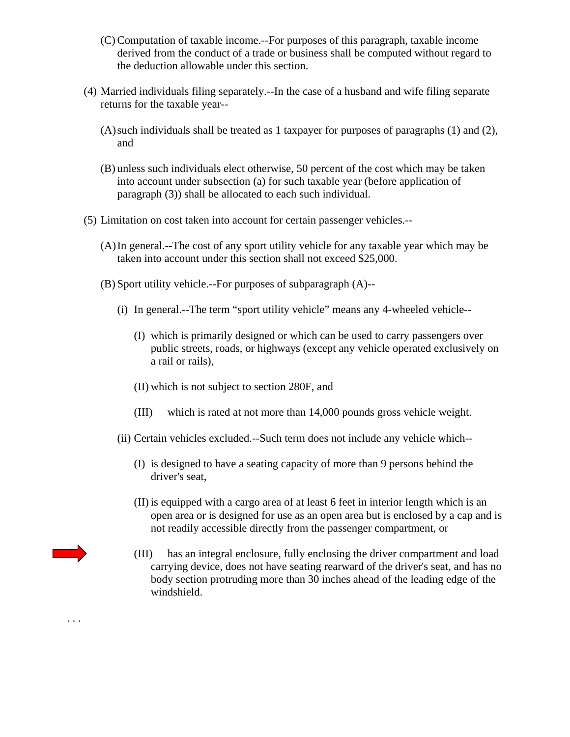(C) Computation of taxable income.--For purposes of this paragraph, taxable income derived from the conduct of a trade or business shall be computed without regard to the deduction allowable under this section.

(4) Married individuals filing separately.--In the case of a husband and wife filing separate returns for the taxable year--

(A) such individuals shall be treated as 1 taxpayer for purposes of paragraphs (1) and (2), and

(B) unless such individuals elect otherwise, 50 percent of the cost which may be taken into account under subsection (a) for such taxable year (before application of paragraph (3)) shall be allocated to each such individual.

(5) Limitation on cost taken into account for certain passenger vehicles.--

(A) In general.--The cost of any sport utility vehicle for any taxable year which may be taken into account under this section shall not exceed $25,000.

(B) Sport utility vehicle.--For purposes of subparagraph (A)--

(i) In general.--The term “sport utility vehicle” means any 4-wheeled vehicle--

(I) which is primarily designed or which can be used to carry passengers over public streets, roads, or highways (except any vehicle operated exclusively on a rail or rails),

(II) which is not subject to section 280F, and

(III) which is rated at not more than 14,000 pounds gross vehicle weight.

(ii) Certain vehicles excluded.--Such term does not include any vehicle which--

(I) is designed to have a seating capacity of more than 9 persons behind the driver's seat,

(II) is equipped with a cargo area of at least 6 feet in interior length which is an open area or is designed for use as an open area but is enclosed by a cap and is not readily accessible directly from the passenger compartment, or

(III) has an integral enclosure, fully enclosing the driver compartment and load carrying device, does not have seating rearward of the driver's seat, and has no body section protruding more than 30 inches ahead of the leading edge of the windshield.

. . .